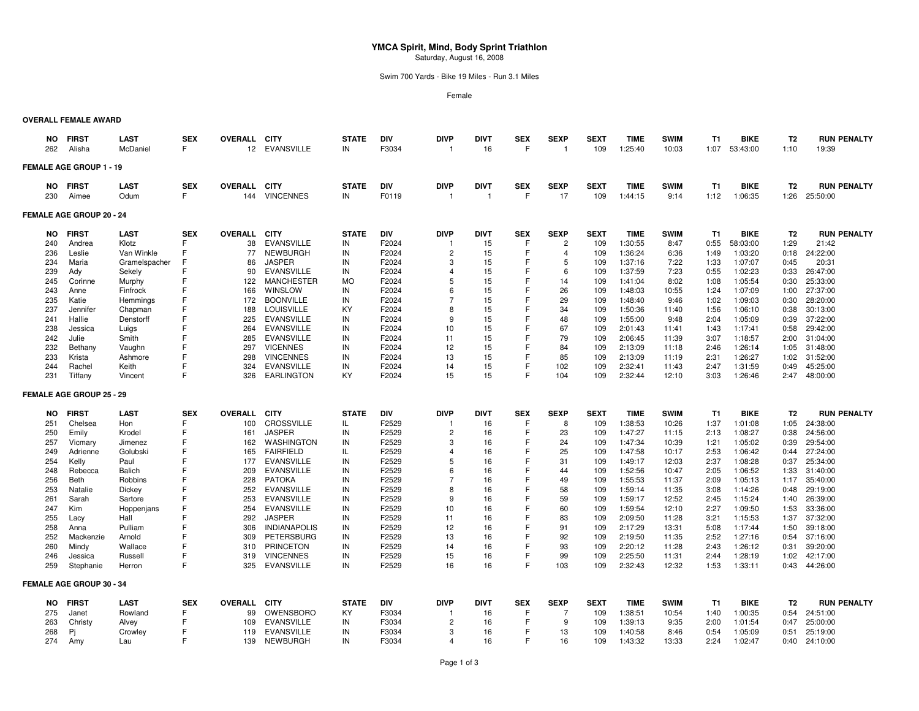# YMCA Spirit, Mind, Body Sprint Triathlon

Saturday, August 16, 2008

Swim 700 Yards - Bike 19 Miles - Run 3.1 Miles

Female

## OVERALL FEMALE AWARD

| NO | FIRST | LAST | SEX | OVERALL | CITY | STATE | DIV | DIVP | DIVT | SEX | SEXP | SEXT | TIME | SWIM | T1 | BIKE | T2 | RUN | PENALTY |
|---|---|---|---|---|---|---|---|---|---|---|---|---|---|---|---|---|---|---|---|
| 262 | Alisha | McDaniel | F | 12 | EVANSVILLE | IN | F3034 | 1 | 16 | F | 1 | 109 | 1:25:40 | 10:03 | 1:07 | 53:43:00 | 1:10 | 19:39 | |

## FEMALE AGE GROUP 1 - 19

| NO | FIRST | LAST | SEX | OVERALL | CITY | STATE | DIV | DIVP | DIVT | SEX | SEXP | SEXT | TIME | SWIM | T1 | BIKE | T2 | RUN | PENALTY |
|---|---|---|---|---|---|---|---|---|---|---|---|---|---|---|---|---|---|---|---|
| 230 | Aimee | Odum | F | 144 | VINCENNES | IN | F0119 | 1 | 1 | F | 17 | 109 | 1:44:15 | 9:14 | 1:12 | 1:06:35 | 1:26 | 25:50:00 | |

## FEMALE AGE GROUP 20 - 24

| NO | FIRST | LAST | SEX | OVERALL | CITY | STATE | DIV | DIVP | DIVT | SEX | SEXP | SEXT | TIME | SWIM | T1 | BIKE | T2 | RUN | PENALTY |
|---|---|---|---|---|---|---|---|---|---|---|---|---|---|---|---|---|---|---|---|
| 240 | Andrea | Klotz | F | 38 | EVANSVILLE | IN | F2024 | 1 | 15 | F | 2 | 109 | 1:30:55 | 8:47 | 0:55 | 58:03:00 | 1:29 | 21:42 | |
| 236 | Leslie | Van Winkle | F | 77 | NEWBURGH | IN | F2024 | 2 | 15 | F | 4 | 109 | 1:36:24 | 6:36 | 1:49 | 1:03:20 | 0:18 | 24:22:00 | |
| 234 | Maria | Gramelspacher | F | 86 | JASPER | IN | F2024 | 3 | 15 | F | 5 | 109 | 1:37:16 | 7:22 | 1:33 | 1:07:07 | 0:45 | 20:31 | |
| 239 | Ady | Sekely | F | 90 | EVANSVILLE | IN | F2024 | 4 | 15 | F | 6 | 109 | 1:37:59 | 7:23 | 0:55 | 1:02:23 | 0:33 | 26:47:00 | |
| 245 | Corinne | Murphy | F | 122 | MANCHESTER | MO | F2024 | 5 | 15 | F | 14 | 109 | 1:41:04 | 8:02 | 1:08 | 1:05:54 | 0:30 | 25:33:00 | |
| 243 | Anne | Finfrock | F | 166 | WINSLOW | IN | F2024 | 6 | 15 | F | 26 | 109 | 1:48:03 | 10:55 | 1:24 | 1:07:09 | 1:00 | 27:37:00 | |
| 235 | Katie | Hemmings | F | 172 | BOONVILLE | IN | F2024 | 7 | 15 | F | 29 | 109 | 1:48:40 | 9:46 | 1:02 | 1:09:03 | 0:30 | 28:20:00 | |
| 237 | Jennifer | Chapman | F | 188 | LOUISVILLE | KY | F2024 | 8 | 15 | F | 34 | 109 | 1:50:36 | 11:40 | 1:56 | 1:06:10 | 0:38 | 30:13:00 | |
| 241 | Hallie | Denstorff | F | 225 | EVANSVILLE | IN | F2024 | 9 | 15 | F | 48 | 109 | 1:55:00 | 9:48 | 2:04 | 1:05:09 | 0:39 | 37:22:00 | |
| 238 | Jessica | Luigs | F | 264 | EVANSVILLE | IN | F2024 | 10 | 15 | F | 67 | 109 | 2:01:43 | 11:41 | 1:43 | 1:17:41 | 0:58 | 29:42:00 | |
| 242 | Julie | Smith | F | 285 | EVANSVILLE | IN | F2024 | 11 | 15 | F | 79 | 109 | 2:06:45 | 11:39 | 3:07 | 1:18:57 | 2:00 | 31:04:00 | |
| 232 | Bethany | Vaughn | F | 297 | VICENNES | IN | F2024 | 12 | 15 | F | 84 | 109 | 2:13:09 | 11:18 | 2:46 | 1:26:14 | 1:05 | 31:48:00 | |
| 233 | Krista | Ashmore | F | 298 | VINCENNES | IN | F2024 | 13 | 15 | F | 85 | 109 | 2:13:09 | 11:19 | 2:31 | 1:26:27 | 1:02 | 31:52:00 | |
| 244 | Rachel | Keith | F | 324 | EVANSVILLE | IN | F2024 | 14 | 15 | F | 102 | 109 | 2:32:41 | 11:43 | 2:47 | 1:31:59 | 0:49 | 45:25:00 | |
| 231 | Tiffany | Vincent | F | 326 | EARLINGTON | KY | F2024 | 15 | 15 | F | 104 | 109 | 2:32:44 | 12:10 | 3:03 | 1:26:46 | 2:47 | 48:00:00 | |

## FEMALE AGE GROUP 25 - 29

| NO | FIRST | LAST | SEX | OVERALL | CITY | STATE | DIV | DIVP | DIVT | SEX | SEXP | SEXT | TIME | SWIM | T1 | BIKE | T2 | RUN | PENALTY |
|---|---|---|---|---|---|---|---|---|---|---|---|---|---|---|---|---|---|---|---|
| 251 | Chelsea | Hon | F | 100 | CROSSVILLE | IL | F2529 | 1 | 16 | F | 8 | 109 | 1:38:53 | 10:26 | 1:37 | 1:01:08 | 1:05 | 24:38:00 | |
| 250 | Emily | Krodel | F | 161 | JASPER | IN | F2529 | 2 | 16 | F | 23 | 109 | 1:47:27 | 11:15 | 2:13 | 1:08:27 | 0:38 | 24:56:00 | |
| 257 | Vicmary | Jimenez | F | 162 | WASHINGTON | IN | F2529 | 3 | 16 | F | 24 | 109 | 1:47:34 | 10:39 | 1:21 | 1:05:02 | 0:39 | 29:54:00 | |
| 249 | Adrienne | Golubski | F | 165 | FAIRFIELD | IL | F2529 | 4 | 16 | F | 25 | 109 | 1:47:58 | 10:17 | 2:53 | 1:06:42 | 0:44 | 27:24:00 | |
| 254 | Kelly | Paul | F | 177 | EVANSVILLE | IN | F2529 | 5 | 16 | F | 31 | 109 | 1:49:17 | 12:03 | 2:37 | 1:08:28 | 0:37 | 25:34:00 | |
| 248 | Rebecca | Balich | F | 209 | EVANSVILLE | IN | F2529 | 6 | 16 | F | 44 | 109 | 1:52:56 | 10:47 | 2:05 | 1:06:52 | 1:33 | 31:40:00 | |
| 256 | Beth | Robbins | F | 228 | PATOKA | IN | F2529 | 7 | 16 | F | 49 | 109 | 1:55:53 | 11:37 | 2:09 | 1:05:13 | 1:17 | 35:40:00 | |
| 253 | Natalie | Dickey | F | 252 | EVANSVILLE | IN | F2529 | 8 | 16 | F | 58 | 109 | 1:59:14 | 11:35 | 3:08 | 1:14:26 | 0:48 | 29:19:00 | |
| 261 | Sarah | Sartore | F | 253 | EVANSVILLE | IN | F2529 | 9 | 16 | F | 59 | 109 | 1:59:17 | 12:52 | 2:45 | 1:15:24 | 1:40 | 26:39:00 | |
| 247 | Kim | Hoppenjans | F | 254 | EVANSVILLE | IN | F2529 | 10 | 16 | F | 60 | 109 | 1:59:54 | 12:10 | 2:27 | 1:09:50 | 1:53 | 33:36:00 | |
| 255 | Lacy | Hall | F | 292 | JASPER | IN | F2529 | 11 | 16 | F | 83 | 109 | 2:09:50 | 11:28 | 3:21 | 1:15:53 | 1:37 | 37:32:00 | |
| 258 | Anna | Pulliam | F | 306 | INDIANAPOLIS | IN | F2529 | 12 | 16 | F | 91 | 109 | 2:17:29 | 13:31 | 5:08 | 1:17:44 | 1:50 | 39:18:00 | |
| 252 | Mackenzie | Arnold | F | 309 | PETERSBURG | IN | F2529 | 13 | 16 | F | 92 | 109 | 2:19:50 | 11:35 | 2:52 | 1:27:16 | 0:54 | 37:16:00 | |
| 260 | Mindy | Wallace | F | 310 | PRINCETON | IN | F2529 | 14 | 16 | F | 93 | 109 | 2:20:12 | 11:28 | 2:43 | 1:26:12 | 0:31 | 39:20:00 | |
| 246 | Jessica | Russell | F | 319 | VINCENNES | IN | F2529 | 15 | 16 | F | 99 | 109 | 2:25:50 | 11:31 | 2:44 | 1:28:19 | 1:02 | 42:17:00 | |
| 259 | Stephanie | Herron | F | 325 | EVANSVILLE | IN | F2529 | 16 | 16 | F | 103 | 109 | 2:32:43 | 12:32 | 1:53 | 1:33:11 | 0:43 | 44:26:00 | |

## FEMALE AGE GROUP 30 - 34

| NO | FIRST | LAST | SEX | OVERALL | CITY | STATE | DIV | DIVP | DIVT | SEX | SEXP | SEXT | TIME | SWIM | T1 | BIKE | T2 | RUN | PENALTY |
|---|---|---|---|---|---|---|---|---|---|---|---|---|---|---|---|---|---|---|---|
| 275 | Janet | Rowland | F | 99 | OWENSBORO | KY | F3034 | 1 | 16 | F | 7 | 109 | 1:38:51 | 10:54 | 1:40 | 1:00:35 | 0:54 | 24:51:00 | |
| 263 | Christy | Alvey | F | 109 | EVANSVILLE | IN | F3034 | 2 | 16 | F | 9 | 109 | 1:39:13 | 9:35 | 2:00 | 1:01:54 | 0:47 | 25:00:00 | |
| 268 | Pj | Crowley | F | 119 | EVANSVILLE | IN | F3034 | 3 | 16 | F | 13 | 109 | 1:40:58 | 8:46 | 0:54 | 1:05:09 | 0:51 | 25:19:00 | |
| 274 | Amy | Lau | F | 139 | NEWBURGH | IN | F3034 | 4 | 16 | F | 16 | 109 | 1:43:32 | 13:33 | 2:24 | 1:02:47 | 0:40 | 24:10:00 | |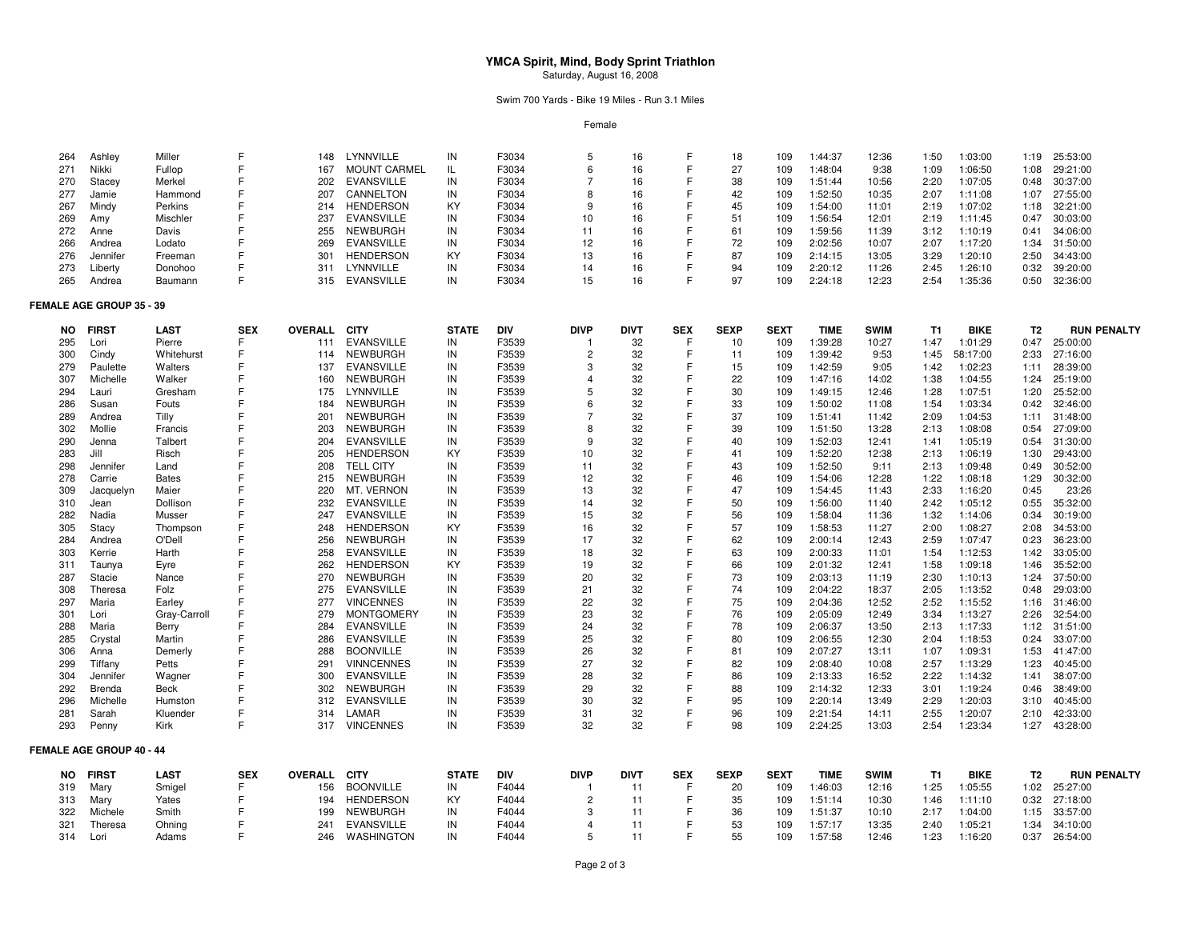# YMCA Spirit, Mind, Body Sprint Triathlon

Saturday, August 16, 2008

Swim 700 Yards - Bike 19 Miles - Run 3.1 Miles

Female

| NO | FIRST | LAST | SEX | OVERALL | CITY | STATE | DIV | DIVP | DIVT | SEX | SEXP | SEXT | TIME | SWIM | T1 | BIKE | T2 | RUN | PENALTY |
|---|---|---|---|---|---|---|---|---|---|---|---|---|---|---|---|---|---|---|---|
| 264 | Ashley | Miller | F | 148 | LYNNVILLE | IN | F3034 | 5 | 16 | F | 18 | 109 | 1:44:37 | 12:36 | 1:50 | 1:03:00 | 1:19 | 25:53:00 | |
| 271 | Nikki | Fullop | F | 167 | MOUNT CARMEL | IL | F3034 | 6 | 16 | F | 27 | 109 | 1:48:04 | 9:38 | 1:09 | 1:06:50 | 1:08 | 29:21:00 | |
| 270 | Stacey | Merkel | F | 202 | EVANSVILLE | IN | F3034 | 7 | 16 | F | 38 | 109 | 1:51:44 | 10:56 | 2:20 | 1:07:05 | 0:48 | 30:37:00 | |
| 277 | Jamie | Hammond | F | 207 | CANNELTON | IN | F3034 | 8 | 16 | F | 42 | 109 | 1:52:50 | 10:35 | 2:07 | 1:11:08 | 1:07 | 27:55:00 | |
| 267 | Mindy | Perkins | F | 214 | HENDERSON | KY | F3034 | 9 | 16 | F | 45 | 109 | 1:54:00 | 11:01 | 2:19 | 1:07:02 | 1:18 | 32:21:00 | |
| 269 | Amy | Mischler | F | 237 | EVANSVILLE | IN | F3034 | 10 | 16 | F | 51 | 109 | 1:56:54 | 12:01 | 2:19 | 1:11:45 | 0:47 | 30:03:00 | |
| 272 | Anne | Davis | F | 255 | NEWBURGH | IN | F3034 | 11 | 16 | F | 61 | 109 | 1:59:56 | 11:39 | 3:12 | 1:10:19 | 0:41 | 34:06:00 | |
| 266 | Andrea | Lodato | F | 269 | EVANSVILLE | IN | F3034 | 12 | 16 | F | 72 | 109 | 2:02:56 | 10:07 | 2:07 | 1:17:20 | 1:34 | 31:50:00 | |
| 276 | Jennifer | Freeman | F | 301 | HENDERSON | KY | F3034 | 13 | 16 | F | 87 | 109 | 2:14:15 | 13:05 | 3:29 | 1:20:10 | 2:50 | 34:43:00 | |
| 273 | Liberty | Donohoo | F | 311 | LYNNVILLE | IN | F3034 | 14 | 16 | F | 94 | 109 | 2:20:12 | 11:26 | 2:45 | 1:26:10 | 0:32 | 39:20:00 | |
| 265 | Andrea | Baumann | F | 315 | EVANSVILLE | IN | F3034 | 15 | 16 | F | 97 | 109 | 2:24:18 | 12:23 | 2:54 | 1:35:36 | 0:50 | 32:36:00 | |

**FEMALE AGE GROUP 35 - 39**

| NO | FIRST | LAST | SEX | OVERALL | CITY | STATE | DIV | DIVP | DIVT | SEX | SEXP | SEXT | TIME | SWIM | T1 | BIKE | T2 | RUN | PENALTY |
|---|---|---|---|---|---|---|---|---|---|---|---|---|---|---|---|---|---|---|---|
| 295 | Lori | Pierre | F | 111 | EVANSVILLE | IN | F3539 | 1 | 32 | F | 10 | 109 | 1:39:28 | 10:27 | 1:47 | 1:01:29 | 0:47 | 25:00:00 | |
| 300 | Cindy | Whitehurst | F | 114 | NEWBURGH | IN | F3539 | 2 | 32 | F | 11 | 109 | 1:39:42 | 9:53 | 1:45 | 58:17:00 | 2:33 | 27:16:00 | |
| 279 | Paulette | Walters | F | 137 | EVANSVILLE | IN | F3539 | 3 | 32 | F | 15 | 109 | 1:42:59 | 9:05 | 1:42 | 1:02:23 | 1:11 | 28:39:00 | |
| 307 | Michelle | Walker | F | 160 | NEWBURGH | IN | F3539 | 4 | 32 | F | 22 | 109 | 1:47:16 | 14:02 | 1:38 | 1:04:55 | 1:24 | 25:19:00 | |
| 294 | Lauri | Gresham | F | 175 | LYNNVILLE | IN | F3539 | 5 | 32 | F | 30 | 109 | 1:49:15 | 12:46 | 1:28 | 1:07:51 | 1:20 | 25:52:00 | |
| 286 | Susan | Fouts | F | 184 | NEWBURGH | IN | F3539 | 6 | 32 | F | 33 | 109 | 1:50:02 | 11:08 | 1:54 | 1:03:34 | 0:42 | 32:46:00 | |
| 289 | Andrea | Tilly | F | 201 | NEWBURGH | IN | F3539 | 7 | 32 | F | 37 | 109 | 1:51:41 | 11:42 | 2:09 | 1:04:53 | 1:11 | 31:48:00 | |
| 302 | Mollie | Francis | F | 203 | NEWBURGH | IN | F3539 | 8 | 32 | F | 39 | 109 | 1:51:50 | 13:28 | 2:13 | 1:08:08 | 0:54 | 27:09:00 | |
| 290 | Jenna | Talbert | F | 204 | EVANSVILLE | IN | F3539 | 9 | 32 | F | 40 | 109 | 1:52:03 | 12:41 | 1:41 | 1:05:19 | 0:54 | 31:30:00 | |
| 283 | Jill | Risch | F | 205 | HENDERSON | KY | F3539 | 10 | 32 | F | 41 | 109 | 1:52:20 | 12:38 | 2:13 | 1:06:19 | 1:30 | 29:43:00 | |
| 298 | Jennifer | Land | F | 208 | TELL CITY | IN | F3539 | 11 | 32 | F | 43 | 109 | 1:52:50 | 9:11 | 2:13 | 1:09:48 | 0:49 | 30:52:00 | |
| 278 | Carrie | Bates | F | 215 | NEWBURGH | IN | F3539 | 12 | 32 | F | 46 | 109 | 1:54:06 | 12:28 | 1:22 | 1:08:18 | 1:29 | 30:32:00 | |
| 309 | Jacquelyn | Maier | F | 220 | MT. VERNON | IN | F3539 | 13 | 32 | F | 47 | 109 | 1:54:45 | 11:43 | 2:33 | 1:16:20 | 0:45 | 23:26 | |
| 310 | Jean | Dollison | F | 232 | EVANSVILLE | IN | F3539 | 14 | 32 | F | 50 | 109 | 1:56:00 | 11:40 | 2:42 | 1:05:12 | 0:55 | 35:32:00 | |
| 282 | Nadia | Musser | F | 247 | EVANSVILLE | IN | F3539 | 15 | 32 | F | 56 | 109 | 1:58:04 | 11:36 | 1:32 | 1:14:06 | 0:34 | 30:19:00 | |
| 305 | Stacy | Thompson | F | 248 | HENDERSON | KY | F3539 | 16 | 32 | F | 57 | 109 | 1:58:53 | 11:27 | 2:00 | 1:08:27 | 2:08 | 34:53:00 | |
| 284 | Andrea | O'Dell | F | 256 | NEWBURGH | IN | F3539 | 17 | 32 | F | 62 | 109 | 2:00:14 | 12:43 | 2:59 | 1:07:47 | 0:23 | 36:23:00 | |
| 303 | Kerrie | Harth | F | 258 | EVANSVILLE | IN | F3539 | 18 | 32 | F | 63 | 109 | 2:00:33 | 11:01 | 1:54 | 1:12:53 | 1:42 | 33:05:00 | |
| 311 | Taunya | Eyre | F | 262 | HENDERSON | KY | F3539 | 19 | 32 | F | 66 | 109 | 2:01:32 | 12:41 | 1:58 | 1:09:18 | 1:46 | 35:52:00 | |
| 287 | Stacie | Nance | F | 270 | NEWBURGH | IN | F3539 | 20 | 32 | F | 73 | 109 | 2:03:13 | 11:19 | 2:30 | 1:10:13 | 1:24 | 37:50:00 | |
| 308 | Theresa | Folz | F | 275 | EVANSVILLE | IN | F3539 | 21 | 32 | F | 74 | 109 | 2:04:22 | 18:37 | 2:05 | 1:13:52 | 0:48 | 29:03:00 | |
| 297 | Maria | Earley | F | 277 | VINCENNES | IN | F3539 | 22 | 32 | F | 75 | 109 | 2:04:36 | 12:52 | 2:52 | 1:15:52 | 1:16 | 31:46:00 | |
| 301 | Lori | Gray-Carroll | F | 279 | MONTGOMERY | IN | F3539 | 23 | 32 | F | 76 | 109 | 2:05:09 | 12:49 | 3:34 | 1:13:27 | 2:26 | 32:54:00 | |
| 288 | Maria | Berry | F | 284 | EVANSVILLE | IN | F3539 | 24 | 32 | F | 78 | 109 | 2:06:37 | 13:50 | 2:13 | 1:17:33 | 1:12 | 31:51:00 | |
| 285 | Crystal | Martin | F | 286 | EVANSVILLE | IN | F3539 | 25 | 32 | F | 80 | 109 | 2:06:55 | 12:30 | 2:04 | 1:18:53 | 0:24 | 33:07:00 | |
| 306 | Anna | Demerly | F | 288 | BOONVILLE | IN | F3539 | 26 | 32 | F | 81 | 109 | 2:07:27 | 13:11 | 1:07 | 1:09:31 | 1:53 | 41:47:00 | |
| 299 | Tiffany | Petts | F | 291 | VINNCENNES | IN | F3539 | 27 | 32 | F | 82 | 109 | 2:08:40 | 10:08 | 2:57 | 1:13:29 | 1:23 | 40:45:00 | |
| 304 | Jennifer | Wagner | F | 300 | EVANSVILLE | IN | F3539 | 28 | 32 | F | 86 | 109 | 2:13:33 | 16:52 | 2:22 | 1:14:32 | 1:41 | 38:07:00 | |
| 292 | Brenda | Beck | F | 302 | NEWBURGH | IN | F3539 | 29 | 32 | F | 88 | 109 | 2:14:32 | 12:33 | 3:01 | 1:19:24 | 0:46 | 38:49:00 | |
| 296 | Michelle | Humston | F | 312 | EVANSVILLE | IN | F3539 | 30 | 32 | F | 95 | 109 | 2:20:14 | 13:49 | 2:29 | 1:20:03 | 3:10 | 40:45:00 | |
| 281 | Sarah | Kluender | F | 314 | LAMAR | IN | F3539 | 31 | 32 | F | 96 | 109 | 2:21:54 | 14:11 | 2:55 | 1:20:07 | 2:10 | 42:33:00 | |
| 293 | Penny | Kirk | F | 317 | VINCENNES | IN | F3539 | 32 | 32 | F | 98 | 109 | 2:24:25 | 13:03 | 2:54 | 1:23:34 | 1:27 | 43:28:00 | |

**FEMALE AGE GROUP 40 - 44**

| NO | FIRST | LAST | SEX | OVERALL | CITY | STATE | DIV | DIVP | DIVT | SEX | SEXP | SEXT | TIME | SWIM | T1 | BIKE | T2 | RUN | PENALTY |
|---|---|---|---|---|---|---|---|---|---|---|---|---|---|---|---|---|---|---|---|
| 319 | Mary | Smigel | F | 156 | BOONVILLE | IN | F4044 | 1 | 11 | F | 20 | 109 | 1:46:03 | 12:16 | 1:25 | 1:05:55 | 1:02 | 25:27:00 | |
| 313 | Mary | Yates | F | 194 | HENDERSON | KY | F4044 | 2 | 11 | F | 35 | 109 | 1:51:14 | 10:30 | 1:46 | 1:11:10 | 0:32 | 27:18:00 | |
| 322 | Michele | Smith | F | 199 | NEWBURGH | IN | F4044 | 3 | 11 | F | 36 | 109 | 1:51:37 | 10:10 | 2:17 | 1:04:00 | 1:15 | 33:57:00 | |
| 321 | Theresa | Ohning | F | 241 | EVANSVILLE | IN | F4044 | 4 | 11 | F | 53 | 109 | 1:57:17 | 13:35 | 2:40 | 1:05:21 | 1:34 | 34:10:00 | |
| 314 | Lori | Adams | F | 246 | WASHINGTON | IN | F4044 | 5 | 11 | F | 55 | 109 | 1:57:58 | 12:46 | 1:23 | 1:16:20 | 0:37 | 26:54:00 | |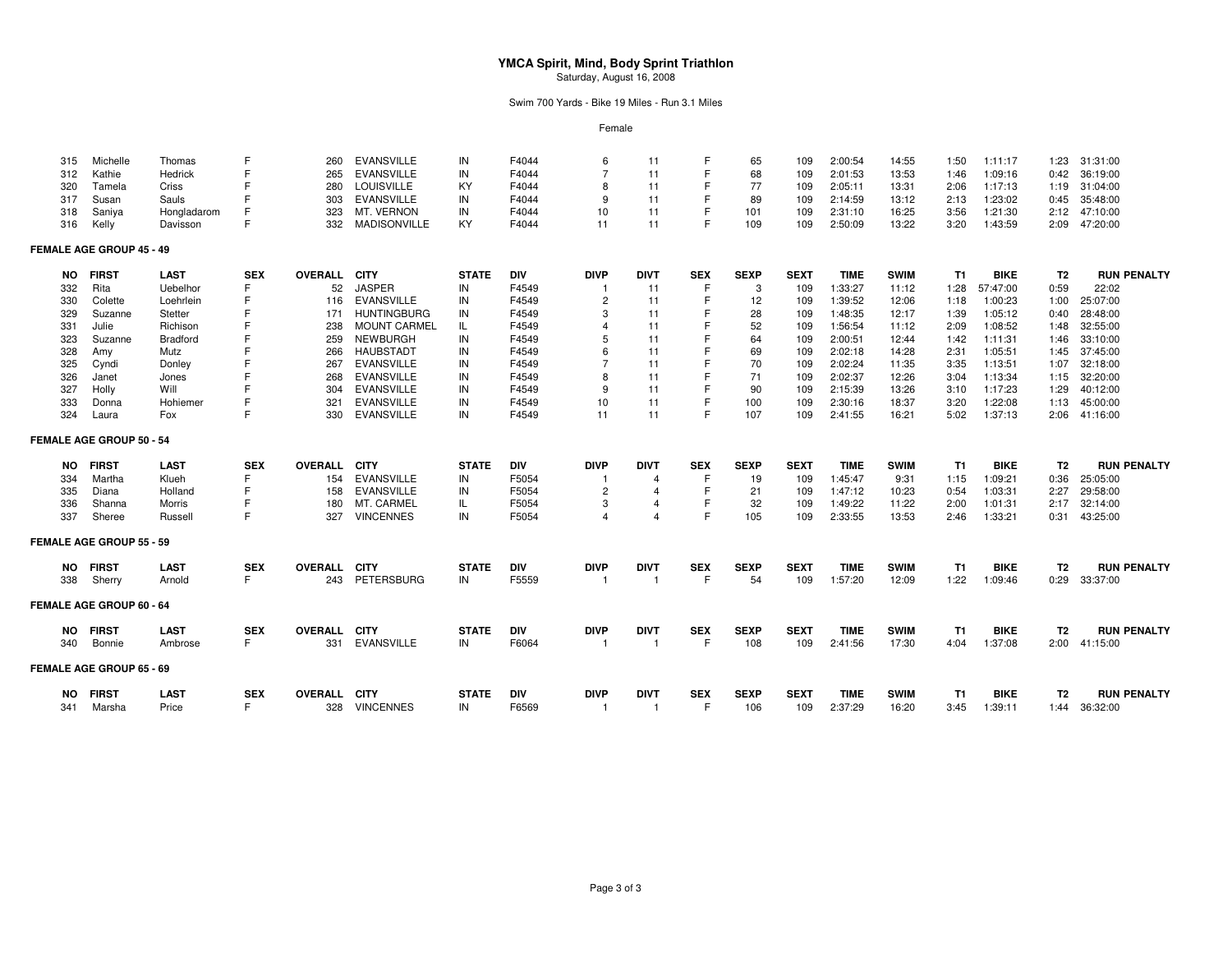# YMCA Spirit, Mind, Body Sprint Triathlon

Saturday, August 16, 2008

Swim 700 Yards - Bike 19 Miles - Run 3.1 Miles

Female

| NO | FIRST | LAST | SEX | OVERALL | CITY | STATE | DIV | DIVP | DIVT | SEX | SEXP | SEXT | TIME | SWIM | T1 | BIKE | T2 | RUN | PENALTY |
|---|---|---|---|---|---|---|---|---|---|---|---|---|---|---|---|---|---|---|---|
| 315 | Michelle | Thomas | F | 260 | EVANSVILLE | IN | F4044 | 6 | 11 | F | 65 | 109 | 2:00:54 | 14:55 | 1:50 | 1:11:17 | 1:23 | 31:31:00 | |
| 312 | Kathie | Hedrick | F | 265 | EVANSVILLE | IN | F4044 | 7 | 11 | F | 68 | 109 | 2:01:53 | 13:53 | 1:46 | 1:09:16 | 0:42 | 36:19:00 | |
| 320 | Tamela | Criss | F | 280 | LOUISVILLE | KY | F4044 | 8 | 11 | F | 77 | 109 | 2:05:11 | 13:31 | 2:06 | 1:17:13 | 1:19 | 31:04:00 | |
| 317 | Susan | Sauls | F | 303 | EVANSVILLE | IN | F4044 | 9 | 11 | F | 89 | 109 | 2:14:59 | 13:12 | 2:13 | 1:23:02 | 0:45 | 35:48:00 | |
| 318 | Saniya | Hongladarom | F | 323 | MT. VERNON | IN | F4044 | 10 | 11 | F | 101 | 109 | 2:31:10 | 16:25 | 3:56 | 1:21:30 | 2:12 | 47:10:00 | |
| 316 | Kelly | Davisson | F | 332 | MADISONVILLE | KY | F4044 | 11 | 11 | F | 109 | 109 | 2:50:09 | 13:22 | 3:20 | 1:43:59 | 2:09 | 47:20:00 | |

**FEMALE AGE GROUP 45 - 49**

| NO | FIRST | LAST | SEX | OVERALL | CITY | STATE | DIV | DIVP | DIVT | SEX | SEXP | SEXT | TIME | SWIM | T1 | BIKE | T2 | RUN | PENALTY |
|---|---|---|---|---|---|---|---|---|---|---|---|---|---|---|---|---|---|---|---|
| 332 | Rita | Uebelhor | F | 52 | JASPER | IN | F4549 | 1 | 11 | F | 3 | 109 | 1:33:27 | 11:12 | 1:28 | 57:47:00 | 0:59 | 22:02 | |
| 330 | Colette | Loehrlein | F | 116 | EVANSVILLE | IN | F4549 | 2 | 11 | F | 12 | 109 | 1:39:52 | 12:06 | 1:18 | 1:00:23 | 1:00 | 25:07:00 | |
| 329 | Suzanne | Stetter | F | 171 | HUNTINGBURG | IN | F4549 | 3 | 11 | F | 28 | 109 | 1:48:35 | 12:17 | 1:39 | 1:05:12 | 0:40 | 28:48:00 | |
| 331 | Julie | Richison | F | 238 | MOUNT CARMEL | IL | F4549 | 4 | 11 | F | 52 | 109 | 1:56:54 | 11:12 | 2:09 | 1:08:52 | 1:48 | 32:55:00 | |
| 323 | Suzanne | Bradford | F | 259 | NEWBURGH | IN | F4549 | 5 | 11 | F | 64 | 109 | 2:00:51 | 12:44 | 1:42 | 1:11:31 | 1:46 | 33:10:00 | |
| 328 | Amy | Mutz | F | 266 | HAUBSTADT | IN | F4549 | 6 | 11 | F | 69 | 109 | 2:02:18 | 14:28 | 2:31 | 1:05:51 | 1:45 | 37:45:00 | |
| 325 | Cyndi | Donley | F | 267 | EVANSVILLE | IN | F4549 | 7 | 11 | F | 70 | 109 | 2:02:24 | 11:35 | 3:35 | 1:13:51 | 1:07 | 32:18:00 | |
| 326 | Janet | Jones | F | 268 | EVANSVILLE | IN | F4549 | 8 | 11 | F | 71 | 109 | 2:02:37 | 12:26 | 3:04 | 1:13:34 | 1:15 | 32:20:00 | |
| 327 | Holly | Will | F | 304 | EVANSVILLE | IN | F4549 | 9 | 11 | F | 90 | 109 | 2:15:39 | 13:26 | 3:10 | 1:17:23 | 1:29 | 40:12:00 | |
| 333 | Donna | Hohiemer | F | 321 | EVANSVILLE | IN | F4549 | 10 | 11 | F | 100 | 109 | 2:30:16 | 18:37 | 3:20 | 1:22:08 | 1:13 | 45:00:00 | |
| 324 | Laura | Fox | F | 330 | EVANSVILLE | IN | F4549 | 11 | 11 | F | 107 | 109 | 2:41:55 | 16:21 | 5:02 | 1:37:13 | 2:06 | 41:16:00 | |

**FEMALE AGE GROUP 50 - 54**

| NO | FIRST | LAST | SEX | OVERALL | CITY | STATE | DIV | DIVP | DIVT | SEX | SEXP | SEXT | TIME | SWIM | T1 | BIKE | T2 | RUN | PENALTY |
|---|---|---|---|---|---|---|---|---|---|---|---|---|---|---|---|---|---|---|---|
| 334 | Martha | Klueh | F | 154 | EVANSVILLE | IN | F5054 | 1 | 4 | F | 19 | 109 | 1:45:47 | 9:31 | 1:15 | 1:09:21 | 0:36 | 25:05:00 | |
| 335 | Diana | Holland | F | 158 | EVANSVILLE | IN | F5054 | 2 | 4 | F | 21 | 109 | 1:47:12 | 10:23 | 0:54 | 1:03:31 | 2:27 | 29:58:00 | |
| 336 | Shanna | Morris | F | 180 | MT. CARMEL | IL | F5054 | 3 | 4 | F | 32 | 109 | 1:49:22 | 11:22 | 2:00 | 1:01:31 | 2:17 | 32:14:00 | |
| 337 | Sheree | Russell | F | 327 | VINCENNES | IN | F5054 | 4 | 4 | F | 105 | 109 | 2:33:55 | 13:53 | 2:46 | 1:33:21 | 0:31 | 43:25:00 | |

**FEMALE AGE GROUP 55 - 59**

| NO | FIRST | LAST | SEX | OVERALL | CITY | STATE | DIV | DIVP | DIVT | SEX | SEXP | SEXT | TIME | SWIM | T1 | BIKE | T2 | RUN | PENALTY |
|---|---|---|---|---|---|---|---|---|---|---|---|---|---|---|---|---|---|---|---|
| 338 | Sherry | Arnold | F | 243 | PETERSBURG | IN | F5559 | 1 | 1 | F | 54 | 109 | 1:57:20 | 12:09 | 1:22 | 1:09:46 | 0:29 | 33:37:00 | |

**FEMALE AGE GROUP 60 - 64**

| NO | FIRST | LAST | SEX | OVERALL | CITY | STATE | DIV | DIVP | DIVT | SEX | SEXP | SEXT | TIME | SWIM | T1 | BIKE | T2 | RUN | PENALTY |
|---|---|---|---|---|---|---|---|---|---|---|---|---|---|---|---|---|---|---|---|
| 340 | Bonnie | Ambrose | F | 331 | EVANSVILLE | IN | F6064 | 1 | 1 | F | 108 | 109 | 2:41:56 | 17:30 | 4:04 | 1:37:08 | 2:00 | 41:15:00 | |

**FEMALE AGE GROUP 65 - 69**

| NO | FIRST | LAST | SEX | OVERALL | CITY | STATE | DIV | DIVP | DIVT | SEX | SEXP | SEXT | TIME | SWIM | T1 | BIKE | T2 | RUN | PENALTY |
|---|---|---|---|---|---|---|---|---|---|---|---|---|---|---|---|---|---|---|---|
| 341 | Marsha | Price | F | 328 | VINCENNES | IN | F6569 | 1 | 1 | F | 106 | 109 | 2:37:29 | 16:20 | 3:45 | 1:39:11 | 1:44 | 36:32:00 | |